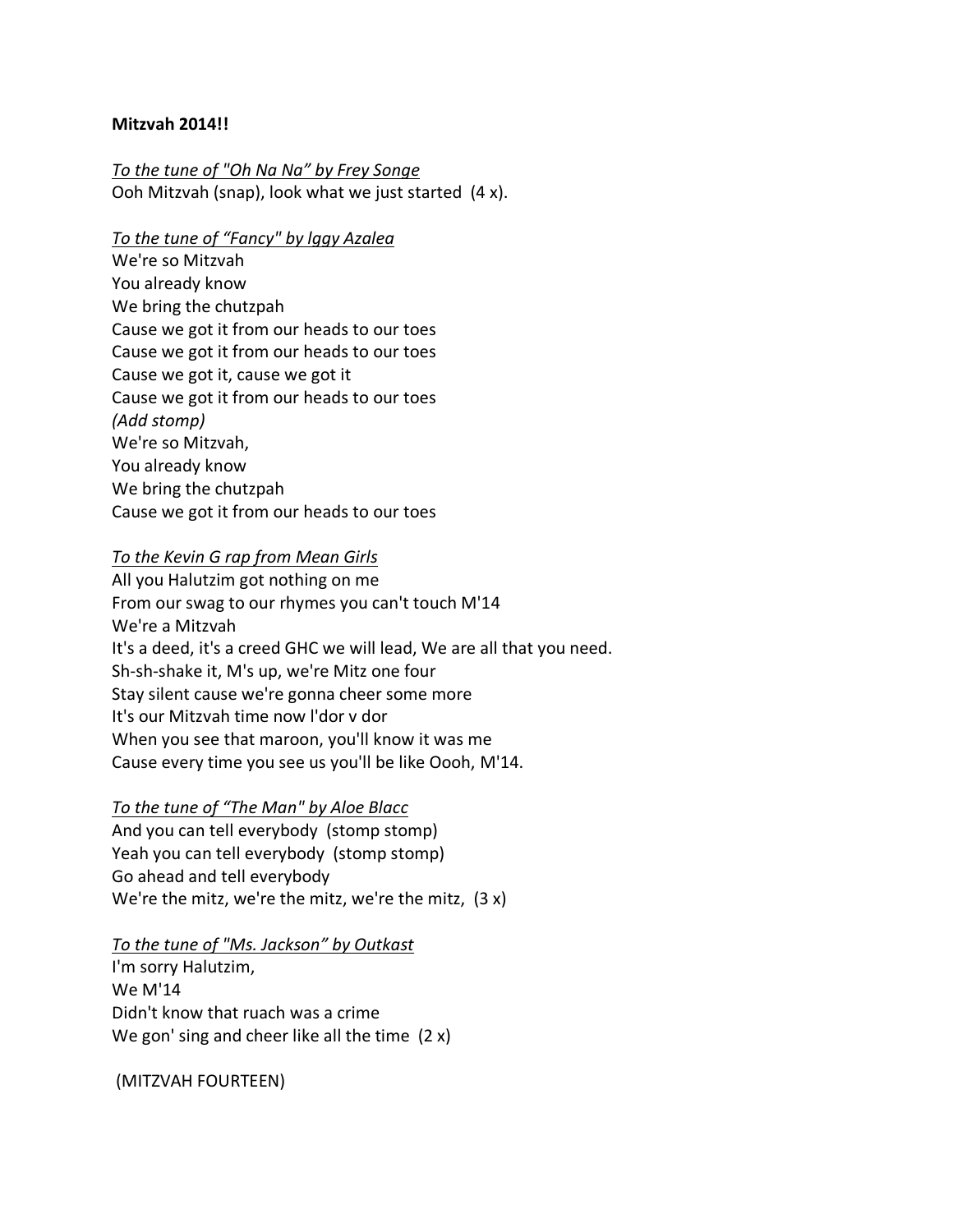**Mitzvah 2014!!**

*To the tune of "Oh Na Na" by Frey Songe*
Ooh Mitzvah (snap), look what we just started (4 x).

*To the tune of "Fancy" by Iggy Azalea*
We're so Mitzvah
You already know
We bring the chutzpah
Cause we got it from our heads to our toes
Cause we got it from our heads to our toes
Cause we got it, cause we got it
Cause we got it from our heads to our toes
*(Add stomp)*
We're so Mitzvah,
You already know
We bring the chutzpah
Cause we got it from our heads to our toes

*To the Kevin G rap from Mean Girls*
All you Halutzim got nothing on me
From our swag to our rhymes you can't touch M'14
We're a Mitzvah
It's a deed, it's a creed GHC we will lead, We are all that you need.
Sh-sh-shake it, M's up, we're Mitz one four
Stay silent cause we're gonna cheer some more
It's our Mitzvah time now l'dor v dor
When you see that maroon, you'll know it was me
Cause every time you see us you'll be like Oooh, M'14.

*To the tune of "The Man" by Aloe Blacc*
And you can tell everybody (stomp stomp)
Yeah you can tell everybody (stomp stomp)
Go ahead and tell everybody
We're the mitz, we're the mitz, we're the mitz, (3 x)

*To the tune of "Ms. Jackson" by Outkast*
I'm sorry Halutzim,
We M'14
Didn't know that ruach was a crime
We gon' sing and cheer like all the time (2 x)

(MITZVAH FOURTEEN)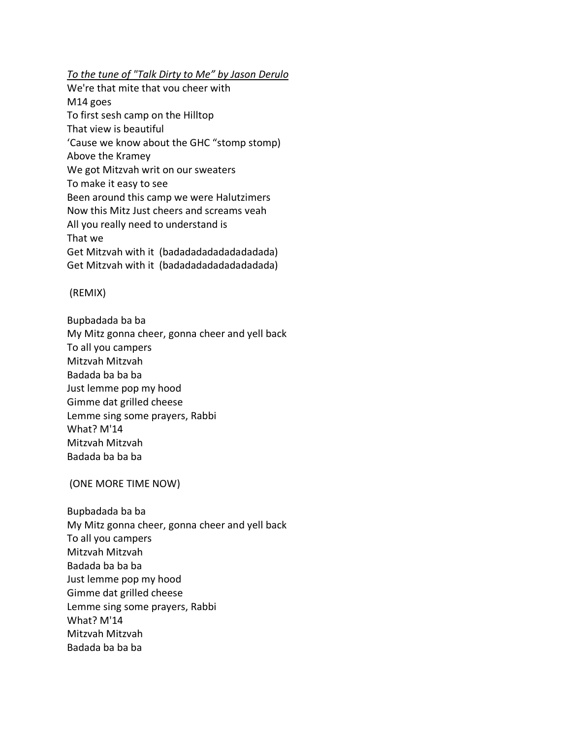*To the tune of "Talk Dirty to Me" by Jason Derulo*

We're that mite that vou cheer with  
M14 goes  
To first sesh camp on the Hilltop  
That view is beautiful  
'Cause we know about the GHC "stomp stomp)  
Above the Kramey  
We got Mitzvah writ on our sweaters  
To make it easy to see  
Been around this camp we were Halutzimers  
Now this Mitz Just cheers and screams veah  
All you really need to understand is  
That we  
Get Mitzvah with it (badadadadadadadadada)  
Get Mitzvah with it (badadadadadadadadada)

(REMIX)

Bupbadada ba ba  
My Mitz gonna cheer, gonna cheer and yell back  
To all you campers  
Mitzvah Mitzvah  
Badada ba ba ba  
Just lemme pop my hood  
Gimme dat grilled cheese  
Lemme sing some prayers, Rabbi  
What? M'14  
Mitzvah Mitzvah  
Badada ba ba ba

(ONE MORE TIME NOW)

Bupbadada ba ba  
My Mitz gonna cheer, gonna cheer and yell back  
To all you campers  
Mitzvah Mitzvah  
Badada ba ba ba  
Just lemme pop my hood  
Gimme dat grilled cheese  
Lemme sing some prayers, Rabbi  
What? M'14  
Mitzvah Mitzvah  
Badada ba ba ba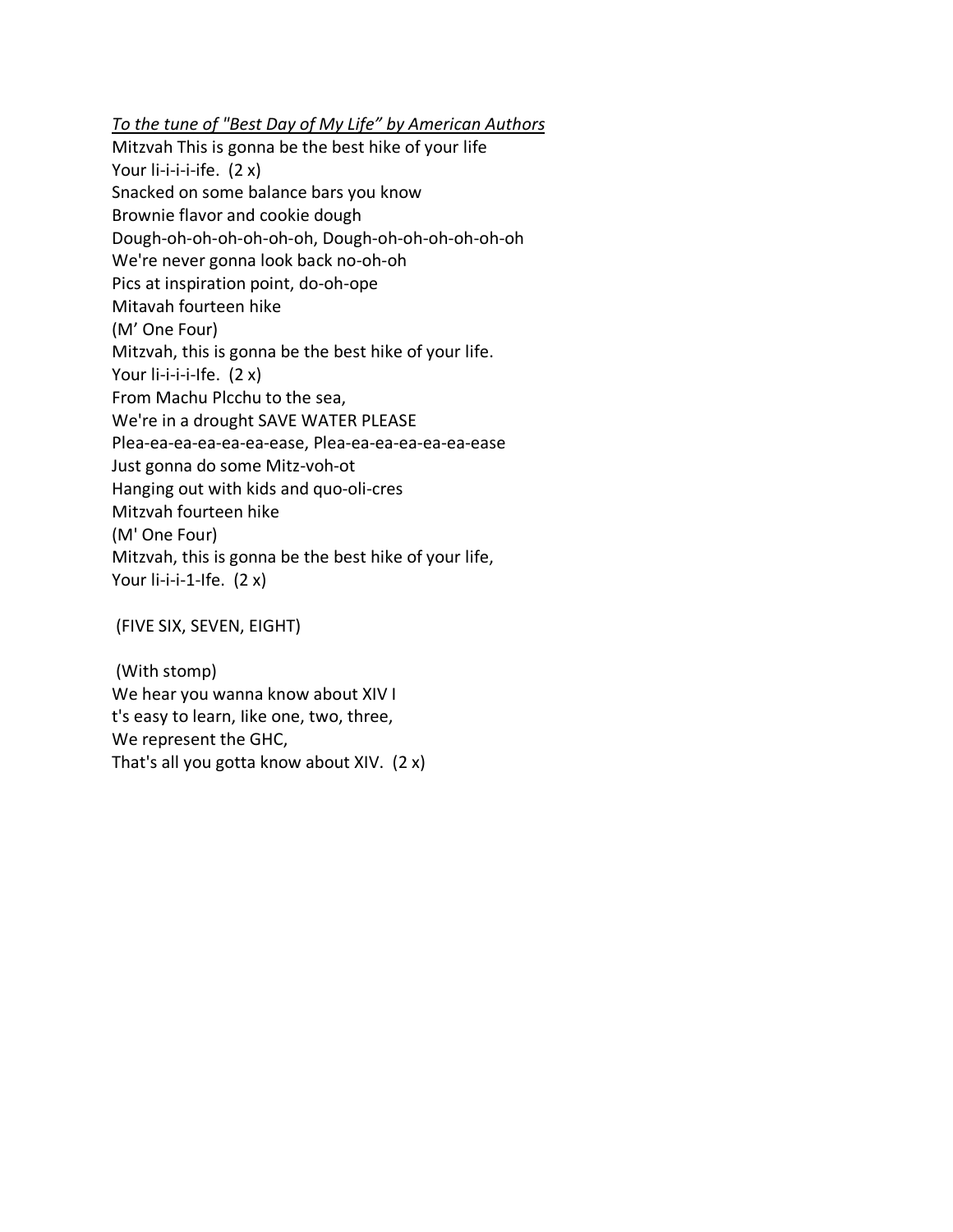*To the tune of "Best Day of My Life" by American Authors*

Mitzvah This is gonna be the best hike of your life
Your li-i-i-i-ife.  (2 x)
Snacked on some balance bars you know
Brownie flavor and cookie dough
Dough-oh-oh-oh-oh-oh-oh, Dough-oh-oh-oh-oh-oh-oh
We're never gonna look back no-oh-oh
Pics at inspiration point, do-oh-ope
Mitavah fourteen hike
(M' One Four)
Mitzvah, this is gonna be the best hike of your life.
Your li-i-i-i-Ife.  (2 x)
From Machu Plcchu to the sea,
We're in a drought SAVE WATER PLEASE
Plea-ea-ea-ea-ea-ea-ease, Plea-ea-ea-ea-ea-ea-ease
Just gonna do some Mitz-voh-ot
Hanging out with kids and quo-oli-cres
Mitzvah fourteen hike
(M' One Four)
Mitzvah, this is gonna be the best hike of your life,
Your li-i-i-1-Ife.  (2 x)

(FIVE SIX, SEVEN, EIGHT)

(With stomp)
We hear you wanna know about XIV I
t's easy to learn, like one, two, three,
We represent the GHC,
That's all you gotta know about XIV.  (2 x)